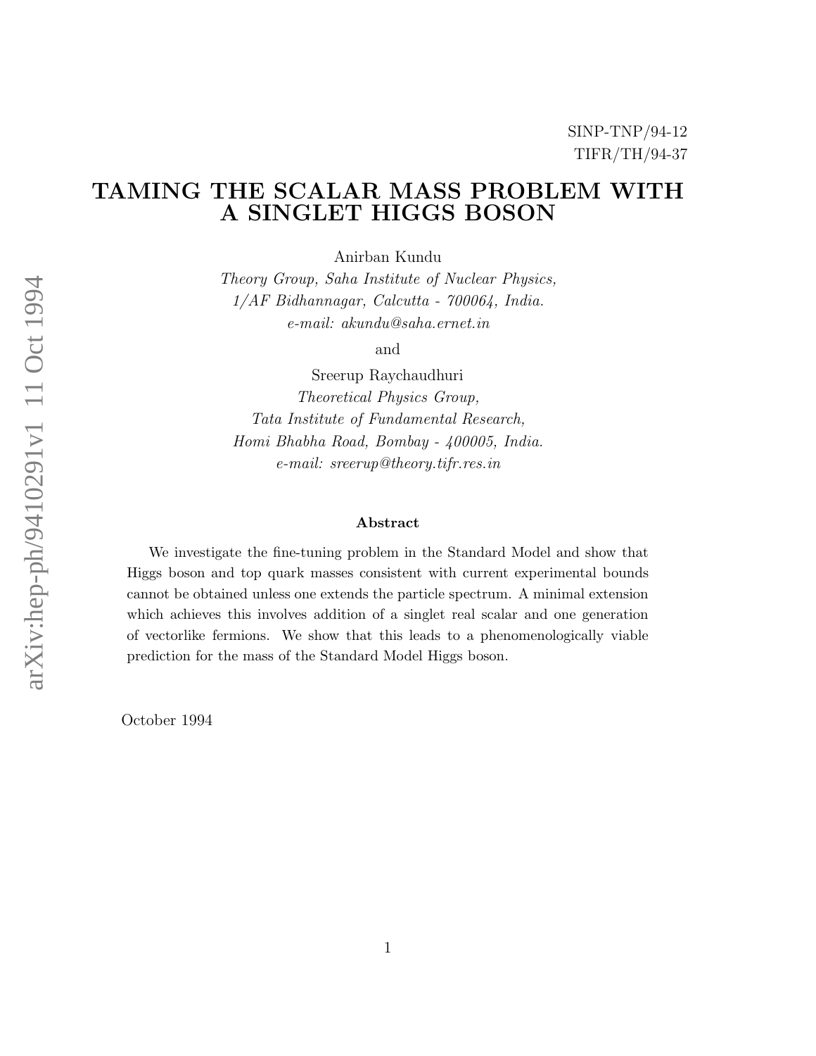SINP-TNP/94-12
TIFR/TH/94-37

# TAMING THE SCALAR MASS PROBLEM WITH A SINGLET HIGGS BOSON

Anirban Kundu
*Theory Group, Saha Institute of Nuclear Physics,*
*1/AF Bidhannagar, Calcutta - 700064, India.*
*e-mail: akundu@saha.ernet.in*

and

Sreerup Raychaudhuri
*Theoretical Physics Group,*
*Tata Institute of Fundamental Research,*
*Homi Bhabha Road, Bombay - 400005, India.*
*e-mail: sreerup@theory.tifr.res.in*

### Abstract

We investigate the fine-tuning problem in the Standard Model and show that Higgs boson and top quark masses consistent with current experimental bounds cannot be obtained unless one extends the particle spectrum. A minimal extension which achieves this involves addition of a singlet real scalar and one generation of vectorlike fermions. We show that this leads to a phenomenologically viable prediction for the mass of the Standard Model Higgs boson.

October 1994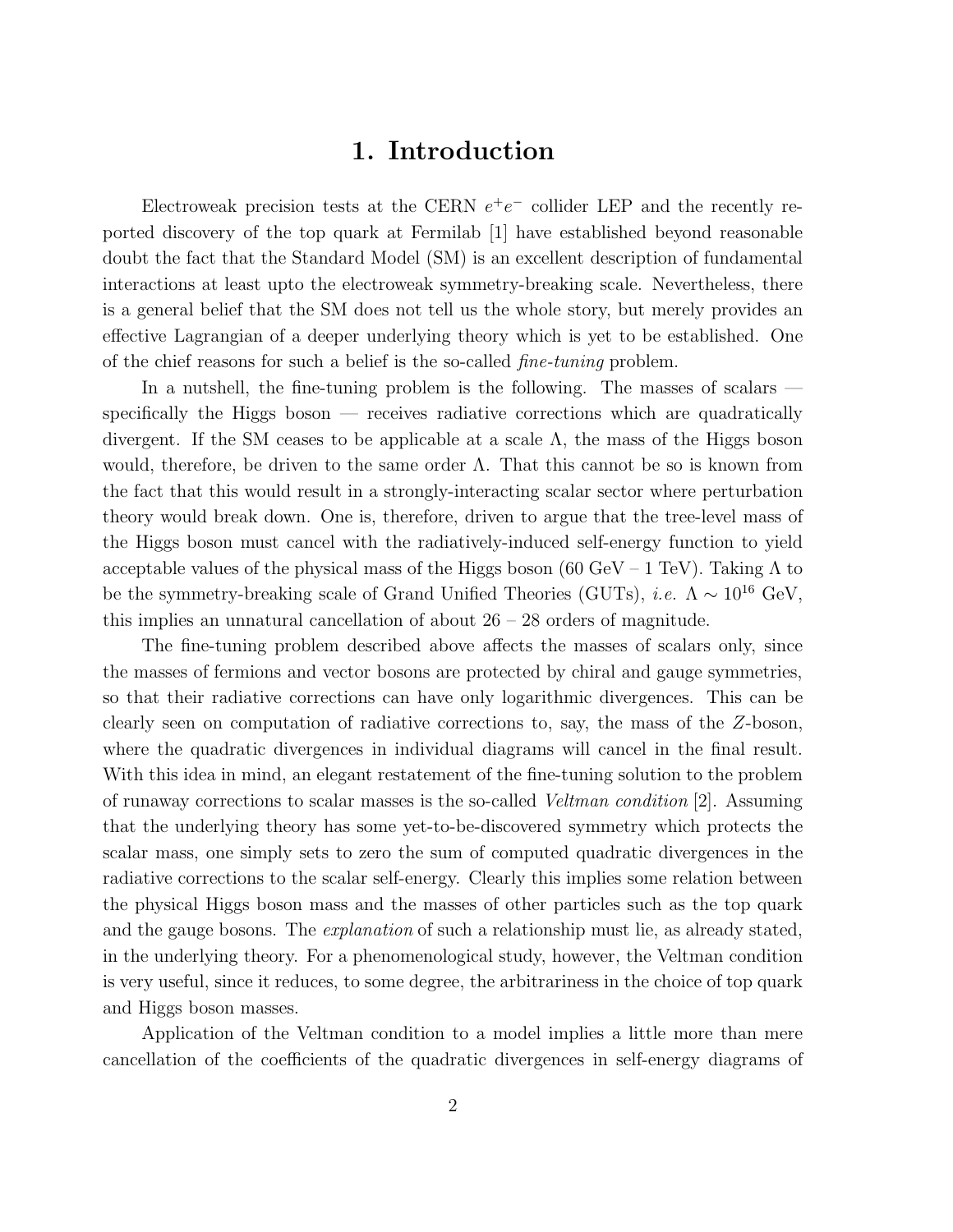# 1. Introduction

Electroweak precision tests at the CERN $e^+e^-$ collider LEP and the recently reported discovery of the top quark at Fermilab [1] have established beyond reasonable doubt the fact that the Standard Model (SM) is an excellent description of fundamental interactions at least upto the electroweak symmetry-breaking scale. Nevertheless, there is a general belief that the SM does not tell us the whole story, but merely provides an effective Lagrangian of a deeper underlying theory which is yet to be established. One of the chief reasons for such a belief is the so-called *fine-tuning* problem.

In a nutshell, the fine-tuning problem is the following. The masses of scalars — specifically the Higgs boson — receives radiative corrections which are quadratically divergent. If the SM ceases to be applicable at a scale $\Lambda$, the mass of the Higgs boson would, therefore, be driven to the same order $\Lambda$. That this cannot be so is known from the fact that this would result in a strongly-interacting scalar sector where perturbation theory would break down. One is, therefore, driven to argue that the tree-level mass of the Higgs boson must cancel with the radiatively-induced self-energy function to yield acceptable values of the physical mass of the Higgs boson (60 GeV – 1 TeV). Taking $\Lambda$ to be the symmetry-breaking scale of Grand Unified Theories (GUTs), *i.e.* $\Lambda \sim 10^{16}$ GeV, this implies an unnatural cancellation of about 26 – 28 orders of magnitude.

The fine-tuning problem described above affects the masses of scalars only, since the masses of fermions and vector bosons are protected by chiral and gauge symmetries, so that their radiative corrections can have only logarithmic divergences. This can be clearly seen on computation of radiative corrections to, say, the mass of the $Z$-boson, where the quadratic divergences in individual diagrams will cancel in the final result. With this idea in mind, an elegant restatement of the fine-tuning solution to the problem of runaway corrections to scalar masses is the so-called *Veltman condition* [2]. Assuming that the underlying theory has some yet-to-be-discovered symmetry which protects the scalar mass, one simply sets to zero the sum of computed quadratic divergences in the radiative corrections to the scalar self-energy. Clearly this implies some relation between the physical Higgs boson mass and the masses of other particles such as the top quark and the gauge bosons. The *explanation* of such a relationship must lie, as already stated, in the underlying theory. For a phenomenological study, however, the Veltman condition is very useful, since it reduces, to some degree, the arbitrariness in the choice of top quark and Higgs boson masses.

Application of the Veltman condition to a model implies a little more than mere cancellation of the coefficients of the quadratic divergences in self-energy diagrams of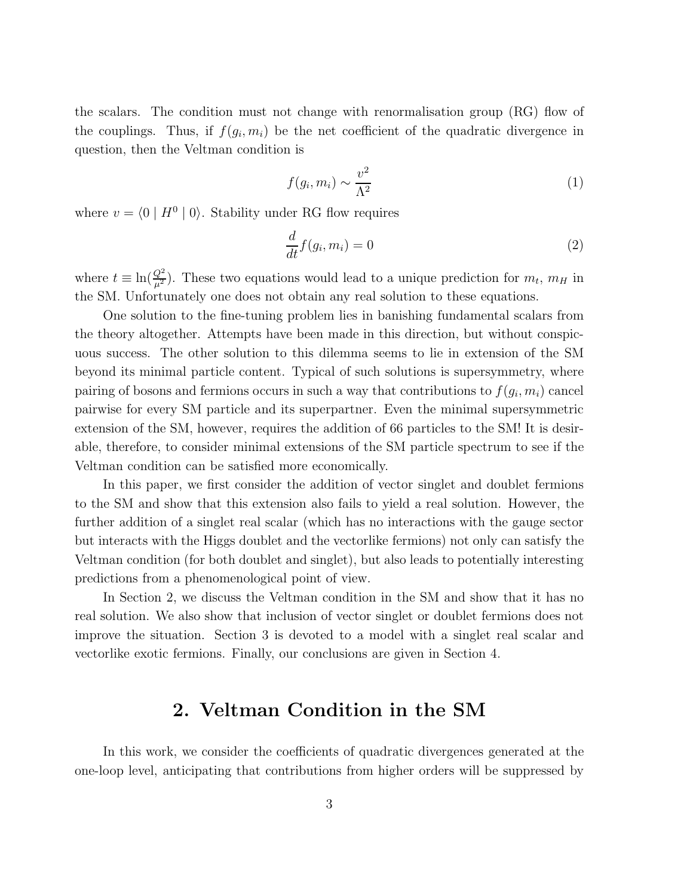the scalars. The condition must not change with renormalisation group (RG) flow of the couplings. Thus, if $f(g_i, m_i)$ be the net coefficient of the quadratic divergence in question, then the Veltman condition is

$$f(g_i, m_i) \sim \frac{v^2}{\Lambda^2} \tag{1}$$

where $v = \langle 0 \mid H^0 \mid 0 \rangle$. Stability under RG flow requires

$$\frac{d}{dt} f(g_i, m_i) = 0 \tag{2}$$

where $t \equiv \ln(\frac{Q^2}{\mu^2})$. These two equations would lead to a unique prediction for $m_t$, $m_H$ in the SM. Unfortunately one does not obtain any real solution to these equations.

One solution to the fine-tuning problem lies in banishing fundamental scalars from the theory altogether. Attempts have been made in this direction, but without conspicuous success. The other solution to this dilemma seems to lie in extension of the SM beyond its minimal particle content. Typical of such solutions is supersymmetry, where pairing of bosons and fermions occurs in such a way that contributions to $f(g_i, m_i)$ cancel pairwise for every SM particle and its superpartner. Even the minimal supersymmetric extension of the SM, however, requires the addition of 66 particles to the SM! It is desirable, therefore, to consider minimal extensions of the SM particle spectrum to see if the Veltman condition can be satisfied more economically.

In this paper, we first consider the addition of vector singlet and doublet fermions to the SM and show that this extension also fails to yield a real solution. However, the further addition of a singlet real scalar (which has no interactions with the gauge sector but interacts with the Higgs doublet and the vectorlike fermions) not only can satisfy the Veltman condition (for both doublet and singlet), but also leads to potentially interesting predictions from a phenomenological point of view.

In Section 2, we discuss the Veltman condition in the SM and show that it has no real solution. We also show that inclusion of vector singlet or doublet fermions does not improve the situation. Section 3 is devoted to a model with a singlet real scalar and vectorlike exotic fermions. Finally, our conclusions are given in Section 4.

## 2. Veltman Condition in the SM

In this work, we consider the coefficients of quadratic divergences generated at the one-loop level, anticipating that contributions from higher orders will be suppressed by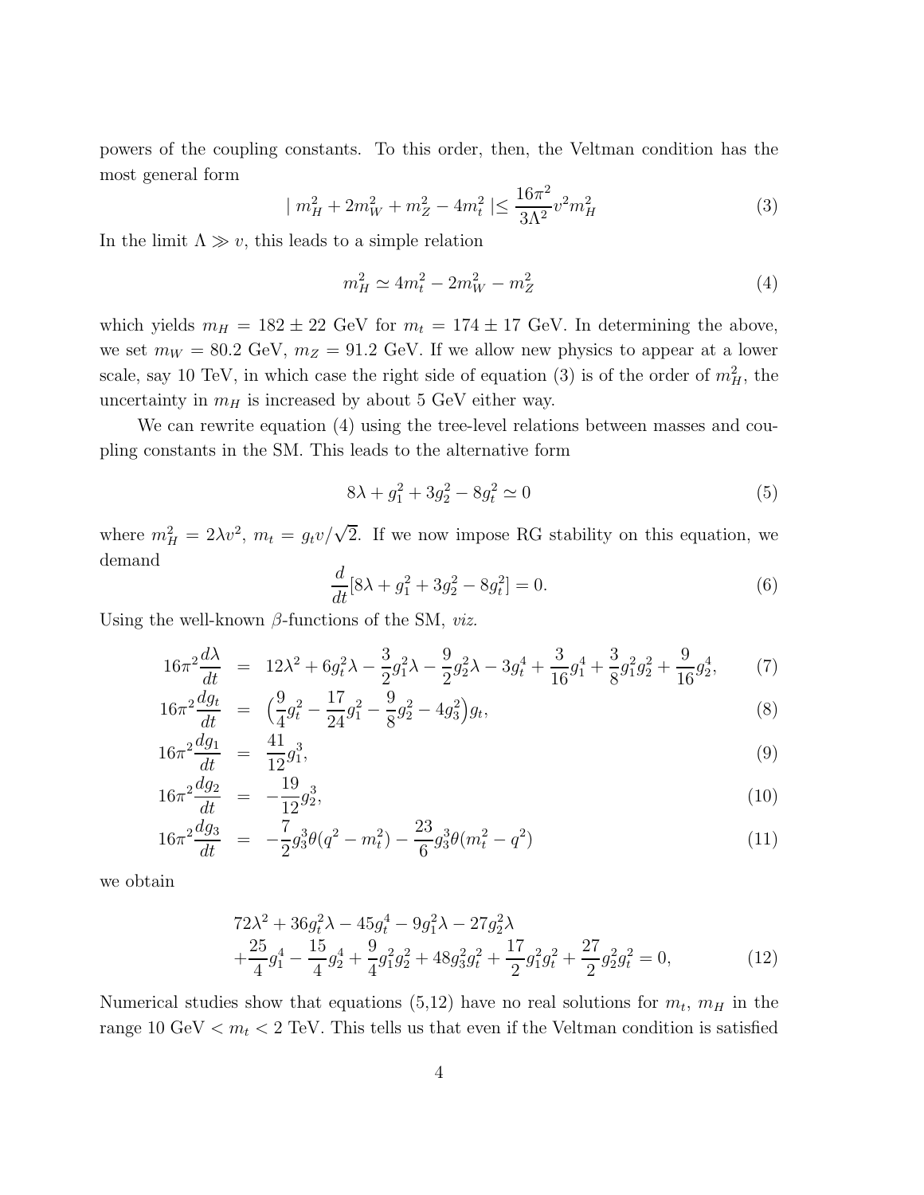powers of the coupling constants. To this order, then, the Veltman condition has the most general form

$$| \ m_H^2 + 2m_W^2 + m_Z^2 - 4m_t^2 \ | \leq \frac{16\pi^2}{3\Lambda^2} v^2 m_H^2 \tag{3}$$

In the limit $\Lambda \gg v$, this leads to a simple relation

$$m_H^2 \simeq 4m_t^2 - 2m_W^2 - m_Z^2 \tag{4}$$

which yields $m_H = 182 \pm 22$ GeV for $m_t = 174 \pm 17$ GeV. In determining the above, we set $m_W = 80.2$ GeV, $m_Z = 91.2$ GeV. If we allow new physics to appear at a lower scale, say 10 TeV, in which case the right side of equation (3) is of the order of $m_H^2$, the uncertainty in $m_H$ is increased by about 5 GeV either way.

We can rewrite equation (4) using the tree-level relations between masses and coupling constants in the SM. This leads to the alternative form

$$8\lambda + g_1^2 + 3g_2^2 - 8g_t^2 \simeq 0 \tag{5}$$

where $m_H^2 = 2\lambda v^2$, $m_t = g_t v/\sqrt{2}$. If we now impose RG stability on this equation, we demand

$$\frac{d}{dt}[8\lambda + g_1^2 + 3g_2^2 - 8g_t^2] = 0. \tag{6}$$

Using the well-known $\beta$-functions of the SM, *viz.*

$$16\pi^2 \frac{d\lambda}{dt} = 12\lambda^2 + 6g_t^2\lambda - \frac{3}{2}g_1^2\lambda - \frac{9}{2}g_2^2\lambda - 3g_t^4 + \frac{3}{16}g_1^4 + \frac{3}{8}g_1^2 g_2^2 + \frac{9}{16}g_2^4, \tag{7}$$

$$16\pi^2 \frac{dg_t}{dt} = \Big(\frac{9}{4}g_t^2 - \frac{17}{24}g_1^2 - \frac{9}{8}g_2^2 - 4g_3^2\Big)g_t, \tag{8}$$

$$16\pi^2 \frac{dg_1}{dt} = \frac{41}{12}g_1^3, \tag{9}$$

$$16\pi^2 \frac{dg_2}{dt} = -\frac{19}{12}g_2^3, \tag{10}$$

$$16\pi^2 \frac{dg_3}{dt} = -\frac{7}{2}g_3^3\theta(q^2 - m_t^2) - \frac{23}{6}g_3^3\theta(m_t^2 - q^2) \tag{11}$$

we obtain

$$\begin{aligned} &72\lambda^2 + 36g_t^2\lambda - 45g_t^4 - 9g_1^2\lambda - 27g_2^2\lambda \\ &+\frac{25}{4}g_1^4 - \frac{15}{4}g_2^4 + \frac{9}{4}g_1^2 g_2^2 + 48g_3^2 g_t^2 + \frac{17}{2}g_1^2 g_t^2 + \frac{27}{2}g_2^2 g_t^2 = 0, \end{aligned} \tag{12}$$

Numerical studies show that equations (5,12) have no real solutions for $m_t$, $m_H$ in the range 10 GeV $< m_t <$ 2 TeV. This tells us that even if the Veltman condition is satisfied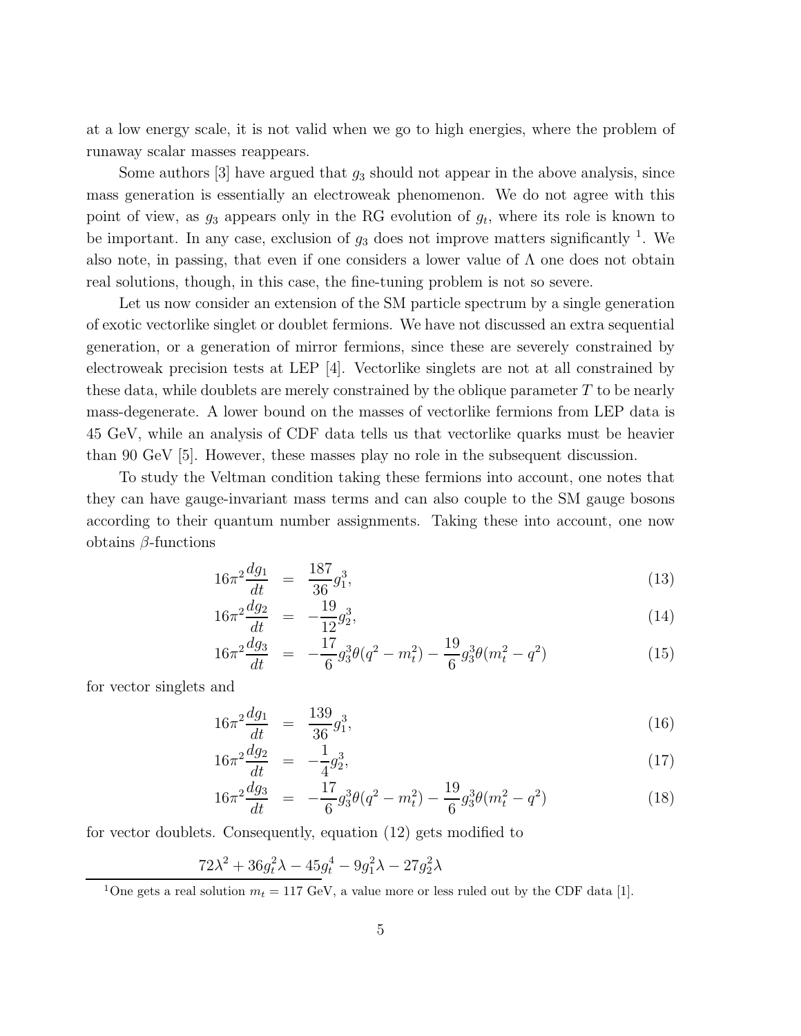at a low energy scale, it is not valid when we go to high energies, where the problem of runaway scalar masses reappears.

Some authors [3] have argued that $g_3$ should not appear in the above analysis, since mass generation is essentially an electroweak phenomenon. We do not agree with this point of view, as $g_3$ appears only in the RG evolution of $g_t$, where its role is known to be important. In any case, exclusion of $g_3$ does not improve matters significantly [1]. We also note, in passing, that even if one considers a lower value of $\Lambda$ one does not obtain real solutions, though, in this case, the fine-tuning problem is not so severe.

Let us now consider an extension of the SM particle spectrum by a single generation of exotic vectorlike singlet or doublet fermions. We have not discussed an extra sequential generation, or a generation of mirror fermions, since these are severely constrained by electroweak precision tests at LEP [4]. Vectorlike singlets are not at all constrained by these data, while doublets are merely constrained by the oblique parameter $T$ to be nearly mass-degenerate. A lower bound on the masses of vectorlike fermions from LEP data is 45 GeV, while an analysis of CDF data tells us that vectorlike quarks must be heavier than 90 GeV [5]. However, these masses play no role in the subsequent discussion.

To study the Veltman condition taking these fermions into account, one notes that they can have gauge-invariant mass terms and can also couple to the SM gauge bosons according to their quantum number assignments. Taking these into account, one now obtains $\beta$-functions

$$16\pi^2\frac{dg_1}{dt} = \frac{187}{36}g_1^3, \tag{13}$$

$$16\pi^2\frac{dg_2}{dt} = -\frac{19}{12}g_2^3, \tag{14}$$

$$16\pi^2\frac{dg_3}{dt} = -\frac{17}{6}g_3^3\theta(q^2-m_t^2) - \frac{19}{6}g_3^3\theta(m_t^2-q^2) \tag{15}$$

for vector singlets and

$$16\pi^2\frac{dg_1}{dt} = \frac{139}{36}g_1^3, \tag{16}$$

$$16\pi^2\frac{dg_2}{dt} = -\frac{1}{4}g_2^3, \tag{17}$$

$$16\pi^2\frac{dg_3}{dt} = -\frac{17}{6}g_3^3\theta(q^2-m_t^2) - \frac{19}{6}g_3^3\theta(m_t^2-q^2) \tag{18}$$

for vector doublets. Consequently, equation (12) gets modified to

$$72\lambda^2 + 36g_t^2\lambda - 45g_t^4 - 9g_1^2\lambda - 27g_2^2\lambda$$

[1] One gets a real solution $m_t = 117$ GeV, a value more or less ruled out by the CDF data [1].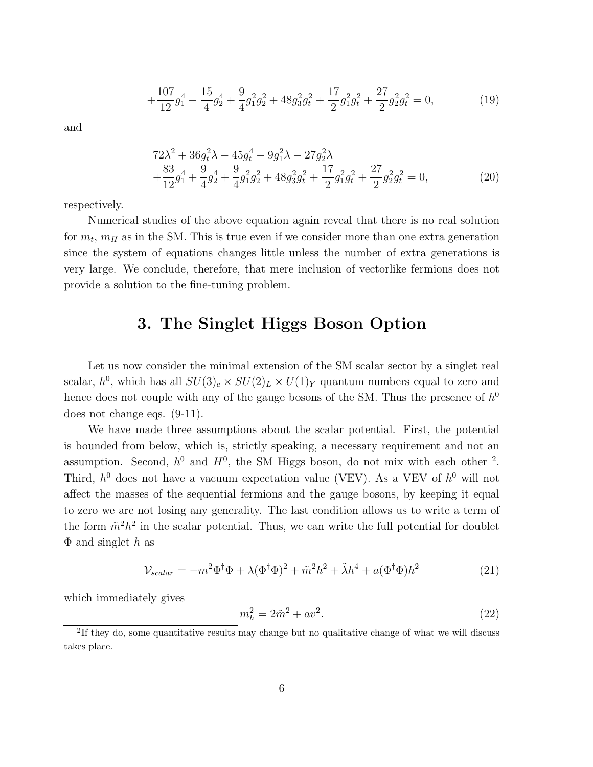$$+\frac{107}{12}g_1^4 - \frac{15}{4}g_2^4 + \frac{9}{4}g_1^2 g_2^2 + 48 g_3^2 g_t^2 + \frac{17}{2}g_1^2 g_t^2 + \frac{27}{2}g_2^2 g_t^2 = 0, \tag{19}$$

and

$$\begin{aligned} &72\lambda^2 + 36 g_t^2 \lambda - 45 g_t^4 - 9 g_1^2 \lambda - 27 g_2^2 \lambda \\ &+\frac{83}{12}g_1^4 + \frac{9}{4}g_2^4 + \frac{9}{4}g_1^2 g_2^2 + 48 g_3^2 g_t^2 + \frac{17}{2}g_1^2 g_t^2 + \frac{27}{2}g_2^2 g_t^2 = 0, \end{aligned} \tag{20}$$

respectively.

Numerical studies of the above equation again reveal that there is no real solution for $m_t$, $m_H$ as in the SM. This is true even if we consider more than one extra generation since the system of equations changes little unless the number of extra generations is very large. We conclude, therefore, that mere inclusion of vectorlike fermions does not provide a solution to the fine-tuning problem.

## 3. The Singlet Higgs Boson Option

Let us now consider the minimal extension of the SM scalar sector by a singlet real scalar, $h^0$, which has all $SU(3)_c \times SU(2)_L \times U(1)_Y$ quantum numbers equal to zero and hence does not couple with any of the gauge bosons of the SM. Thus the presence of $h^0$ does not change eqs. (9-11).

We have made three assumptions about the scalar potential. First, the potential is bounded from below, which is, strictly speaking, a necessary requirement and not an assumption. Second, $h^0$ and $H^0$, the SM Higgs boson, do not mix with each other [2]. Third, $h^0$ does not have a vacuum expectation value (VEV). As a VEV of $h^0$ will not affect the masses of the sequential fermions and the gauge bosons, by keeping it equal to zero we are not losing any generality. The last condition allows us to write a term of the form $\tilde{m}^2 h^2$ in the scalar potential. Thus, we can write the full potential for doublet $\Phi$ and singlet $h$ as

$$\mathcal{V}_{scalar} = -m^2 \Phi^\dagger \Phi + \lambda (\Phi^\dagger \Phi)^2 + \tilde{m}^2 h^2 + \tilde{\lambda} h^4 + a(\Phi^\dagger \Phi) h^2 \tag{21}$$

which immediately gives

$$m_h^2 = 2\tilde{m}^2 + a v^2. \tag{22}$$

[2] If they do, some quantitative results may change but no qualitative change of what we will discuss takes place.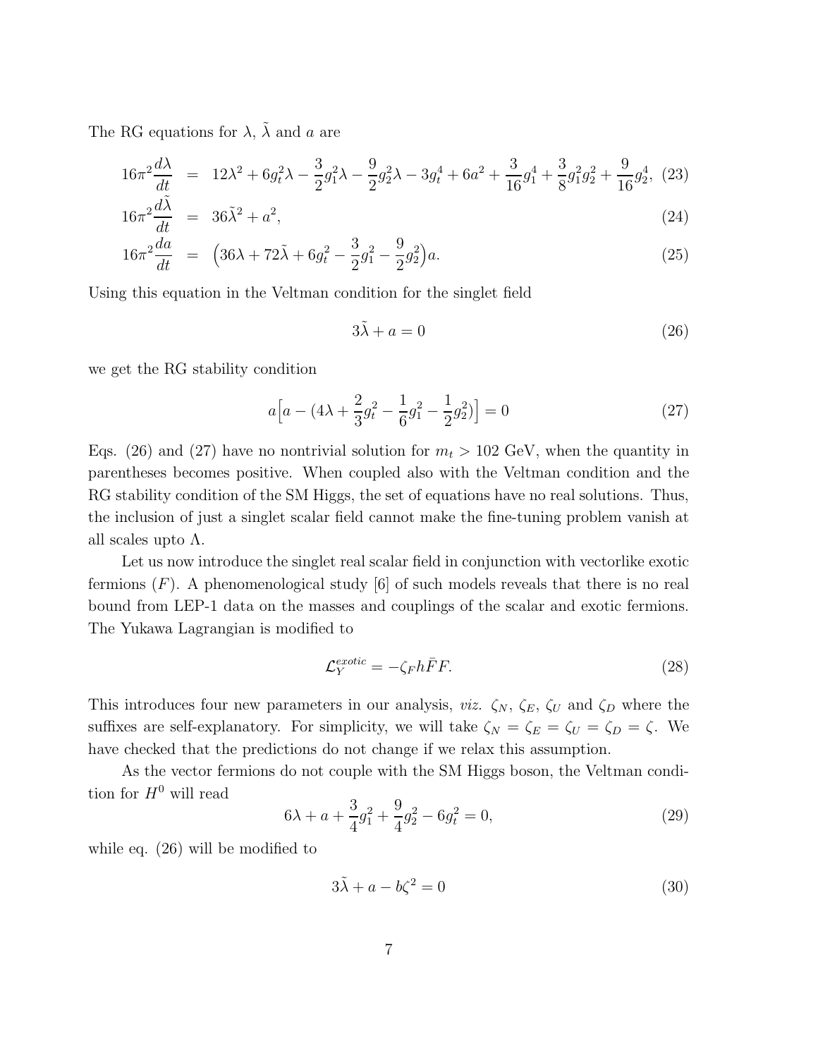The RG equations for $\lambda$, $\tilde{\lambda}$ and $a$ are

$$16\pi^2 \frac{d\lambda}{dt} = 12\lambda^2 + 6g_t^2\lambda - \frac{3}{2}g_1^2\lambda - \frac{9}{2}g_2^2\lambda - 3g_t^4 + 6a^2 + \frac{3}{16}g_1^4 + \frac{3}{8}g_1^2 g_2^2 + \frac{9}{16}g_2^4, \tag{23}$$

$$16\pi^2 \frac{d\tilde{\lambda}}{dt} = 36\tilde{\lambda}^2 + a^2, \tag{24}$$

$$16\pi^2 \frac{da}{dt} = \Big(36\lambda + 72\tilde{\lambda} + 6g_t^2 - \frac{3}{2}g_1^2 - \frac{9}{2}g_2^2\Big)a. \tag{25}$$

Using this equation in the Veltman condition for the singlet field

$$3\tilde{\lambda} + a = 0 \tag{26}$$

we get the RG stability condition

$$a\Big[a - (4\lambda + \frac{2}{3}g_t^2 - \frac{1}{6}g_1^2 - \frac{1}{2}g_2^2)\Big] = 0 \tag{27}$$

Eqs. (26) and (27) have no nontrivial solution for $m_t > 102$ GeV, when the quantity in parentheses becomes positive. When coupled also with the Veltman condition and the RG stability condition of the SM Higgs, the set of equations have no real solutions. Thus, the inclusion of just a singlet scalar field cannot make the fine-tuning problem vanish at all scales upto $\Lambda$.

Let us now introduce the singlet real scalar field in conjunction with vectorlike exotic fermions ($F$). A phenomenological study [6] of such models reveals that there is no real bound from LEP-1 data on the masses and couplings of the scalar and exotic fermions. The Yukawa Lagrangian is modified to

$$\mathcal{L}_Y^{exotic} = -\zeta_F h \bar{F} F. \tag{28}$$

This introduces four new parameters in our analysis, *viz.* $\zeta_N$, $\zeta_E$, $\zeta_U$ and $\zeta_D$ where the suffixes are self-explanatory. For simplicity, we will take $\zeta_N = \zeta_E = \zeta_U = \zeta_D = \zeta$. We have checked that the predictions do not change if we relax this assumption.

As the vector fermions do not couple with the SM Higgs boson, the Veltman condition for $H^0$ will read

$$6\lambda + a + \frac{3}{4}g_1^2 + \frac{9}{4}g_2^2 - 6g_t^2 = 0, \tag{29}$$

while eq. (26) will be modified to

$$3\tilde{\lambda} + a - b\zeta^2 = 0 \tag{30}$$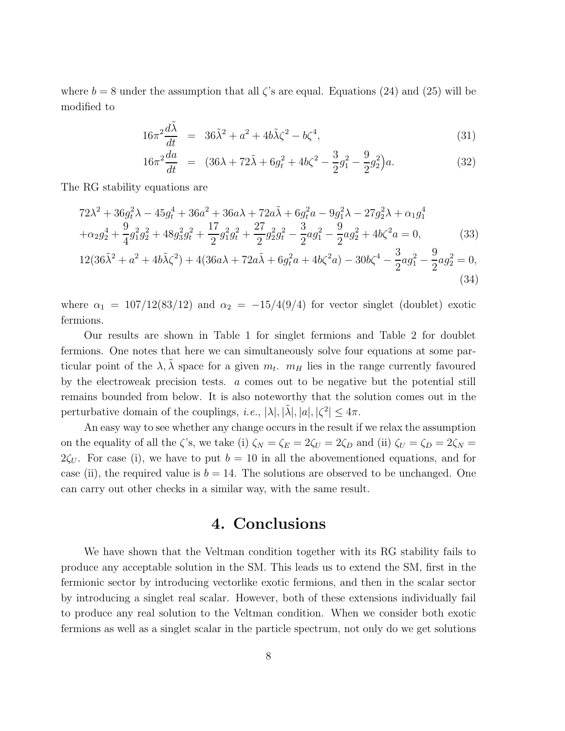where $b = 8$ under the assumption that all $\zeta$'s are equal. Equations (24) and (25) will be modified to

$$16\pi^2 \frac{d\tilde{\lambda}}{dt} = 36\tilde{\lambda}^2 + a^2 + 4b\tilde{\lambda}\zeta^2 - b\zeta^4, \tag{31}$$

$$16\pi^2 \frac{da}{dt} = \Big(36\lambda + 72\tilde{\lambda} + 6g_t^2 + 4b\zeta^2 - \frac{3}{2}g_1^2 - \frac{9}{2}g_2^2\Big)a. \tag{32}$$

The RG stability equations are

$$\begin{aligned} &72\lambda^2 + 36g_t^2\lambda - 45g_t^4 + 36a^2 + 36a\lambda + 72a\tilde{\lambda} + 6g_t^2 a - 9g_1^2\lambda - 27g_2^2\lambda + \alpha_1 g_1^4 \\ &+\alpha_2 g_2^4 + \frac{9}{4}g_1^2 g_2^2 + 48g_3^2 g_t^2 + \frac{17}{2}g_1^2 g_t^2 + \frac{27}{2}g_2^2 g_t^2 - \frac{3}{2}ag_1^2 - \frac{9}{2}ag_2^2 + 4b\zeta^2 a = 0, \end{aligned} \tag{33}$$

$$12(36\tilde{\lambda}^2 + a^2 + 4b\tilde{\lambda}\zeta^2) + 4(36a\lambda + 72a\tilde{\lambda} + 6g_t^2 a + 4b\zeta^2 a) - 30b\zeta^4 - \frac{3}{2}ag_1^2 - \frac{9}{2}ag_2^2 = 0, \tag{34}$$

where $\alpha_1 = 107/12(83/12)$ and $\alpha_2 = -15/4(9/4)$ for vector singlet (doublet) exotic fermions.

Our results are shown in Table 1 for singlet fermions and Table 2 for doublet fermions. One notes that here we can simultaneously solve four equations at some particular point of the $\lambda, \tilde{\lambda}$ space for a given $m_t$. $m_H$ lies in the range currently favoured by the electroweak precision tests. $a$ comes out to be negative but the potential still remains bounded from below. It is also noteworthy that the solution comes out in the perturbative domain of the couplings, *i.e.*, $|\lambda|, |\tilde{\lambda}|, |a|, |\zeta^2| \leq 4\pi$.

An easy way to see whether any change occurs in the result if we relax the assumption on the equality of all the $\zeta$'s, we take (i) $\zeta_N = \zeta_E = 2\zeta_U = 2\zeta_D$ and (ii) $\zeta_U = \zeta_D = 2\zeta_N = 2\zeta_U$. For case (i), we have to put $b = 10$ in all the abovementioned equations, and for case (ii), the required value is $b = 14$. The solutions are observed to be unchanged. One can carry out other checks in a similar way, with the same result.

## 4. Conclusions

We have shown that the Veltman condition together with its RG stability fails to produce any acceptable solution in the SM. This leads us to extend the SM, first in the fermionic sector by introducing vectorlike exotic fermions, and then in the scalar sector by introducing a singlet real scalar. However, both of these extensions individually fail to produce any real solution to the Veltman condition. When we consider both exotic fermions as well as a singlet scalar in the particle spectrum, not only do we get solutions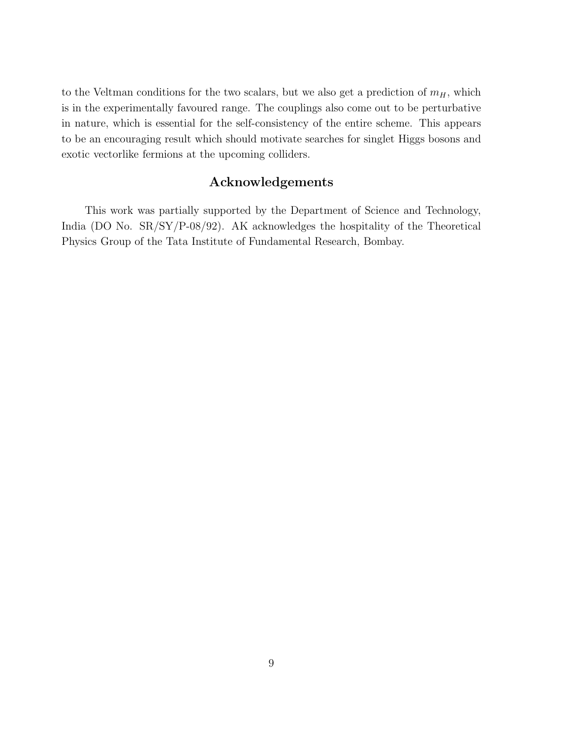to the Veltman conditions for the two scalars, but we also get a prediction of $m_H$, which is in the experimentally favoured range. The couplings also come out to be perturbative in nature, which is essential for the self-consistency of the entire scheme. This appears to be an encouraging result which should motivate searches for singlet Higgs bosons and exotic vectorlike fermions at the upcoming colliders.

## Acknowledgements

This work was partially supported by the Department of Science and Technology, India (DO No. SR/SY/P-08/92). AK acknowledges the hospitality of the Theoretical Physics Group of the Tata Institute of Fundamental Research, Bombay.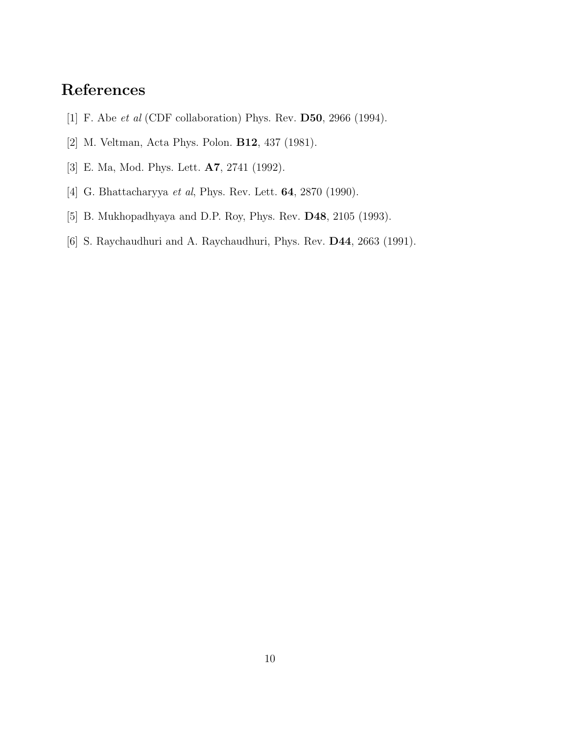# References

[1] F. Abe *et al* (CDF collaboration) Phys. Rev. **D50**, 2966 (1994).

[2] M. Veltman, Acta Phys. Polon. **B12**, 437 (1981).

[3] E. Ma, Mod. Phys. Lett. **A7**, 2741 (1992).

[4] G. Bhattacharyya *et al*, Phys. Rev. Lett. **64**, 2870 (1990).

[5] B. Mukhopadhyaya and D.P. Roy, Phys. Rev. **D48**, 2105 (1993).

[6] S. Raychaudhuri and A. Raychaudhuri, Phys. Rev. **D44**, 2663 (1991).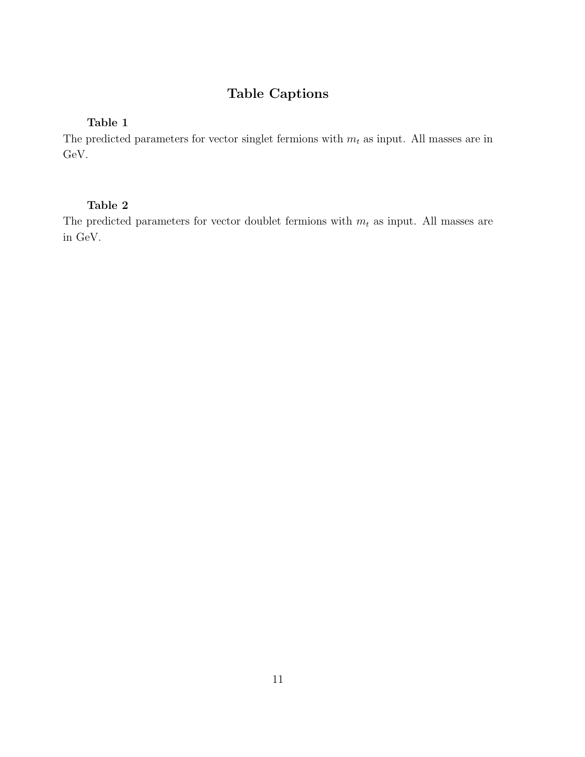## Table Captions

**Table 1**

The predicted parameters for vector singlet fermions with $m_t$ as input. All masses are in GeV.

**Table 2**

The predicted parameters for vector doublet fermions with $m_t$ as input. All masses are in GeV.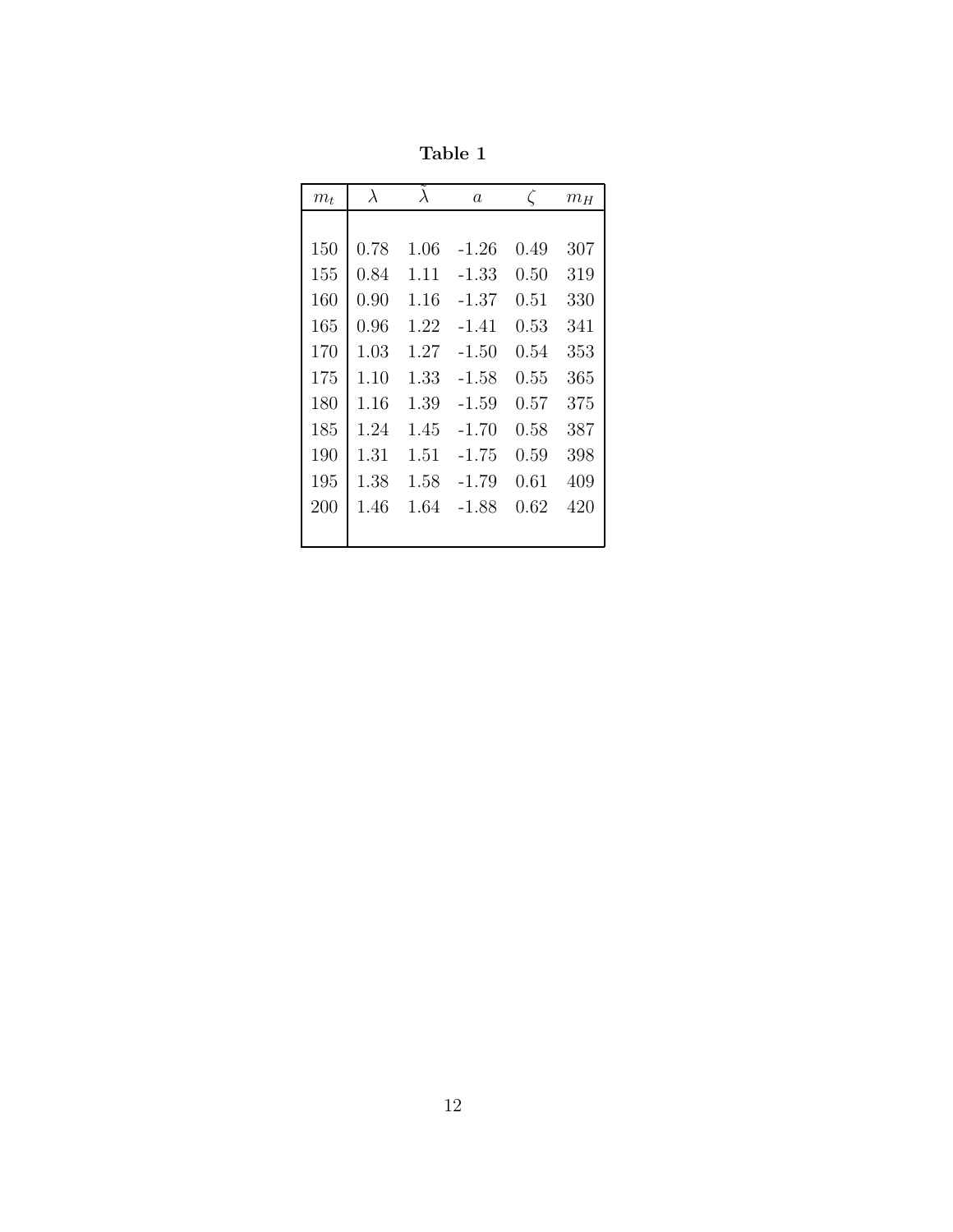**Table 1**

| $m_t$ | $\lambda$ | $\tilde{\lambda}$ | $a$ | $\zeta$ | $m_H$ |
|---|---|---|---|---|---|
| 150 | 0.78 | 1.06 | -1.26 | 0.49 | 307 |
| 155 | 0.84 | 1.11 | -1.33 | 0.50 | 319 |
| 160 | 0.90 | 1.16 | -1.37 | 0.51 | 330 |
| 165 | 0.96 | 1.22 | -1.41 | 0.53 | 341 |
| 170 | 1.03 | 1.27 | -1.50 | 0.54 | 353 |
| 175 | 1.10 | 1.33 | -1.58 | 0.55 | 365 |
| 180 | 1.16 | 1.39 | -1.59 | 0.57 | 375 |
| 185 | 1.24 | 1.45 | -1.70 | 0.58 | 387 |
| 190 | 1.31 | 1.51 | -1.75 | 0.59 | 398 |
| 195 | 1.38 | 1.58 | -1.79 | 0.61 | 409 |
| 200 | 1.46 | 1.64 | -1.88 | 0.62 | 420 |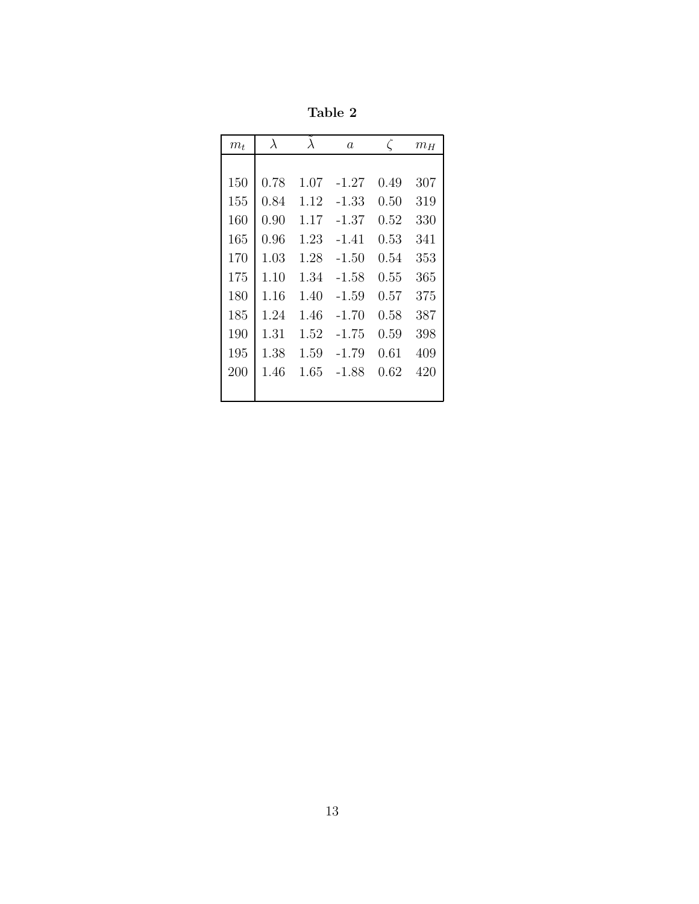**Table 2**

| $m_t$ | $\lambda$ | $\tilde{\lambda}$ | $a$ | $\zeta$ | $m_H$ |
|---|---|---|---|---|---|
| 150 | 0.78 | 1.07 | -1.27 | 0.49 | 307 |
| 155 | 0.84 | 1.12 | -1.33 | 0.50 | 319 |
| 160 | 0.90 | 1.17 | -1.37 | 0.52 | 330 |
| 165 | 0.96 | 1.23 | -1.41 | 0.53 | 341 |
| 170 | 1.03 | 1.28 | -1.50 | 0.54 | 353 |
| 175 | 1.10 | 1.34 | -1.58 | 0.55 | 365 |
| 180 | 1.16 | 1.40 | -1.59 | 0.57 | 375 |
| 185 | 1.24 | 1.46 | -1.70 | 0.58 | 387 |
| 190 | 1.31 | 1.52 | -1.75 | 0.59 | 398 |
| 195 | 1.38 | 1.59 | -1.79 | 0.61 | 409 |
| 200 | 1.46 | 1.65 | -1.88 | 0.62 | 420 |